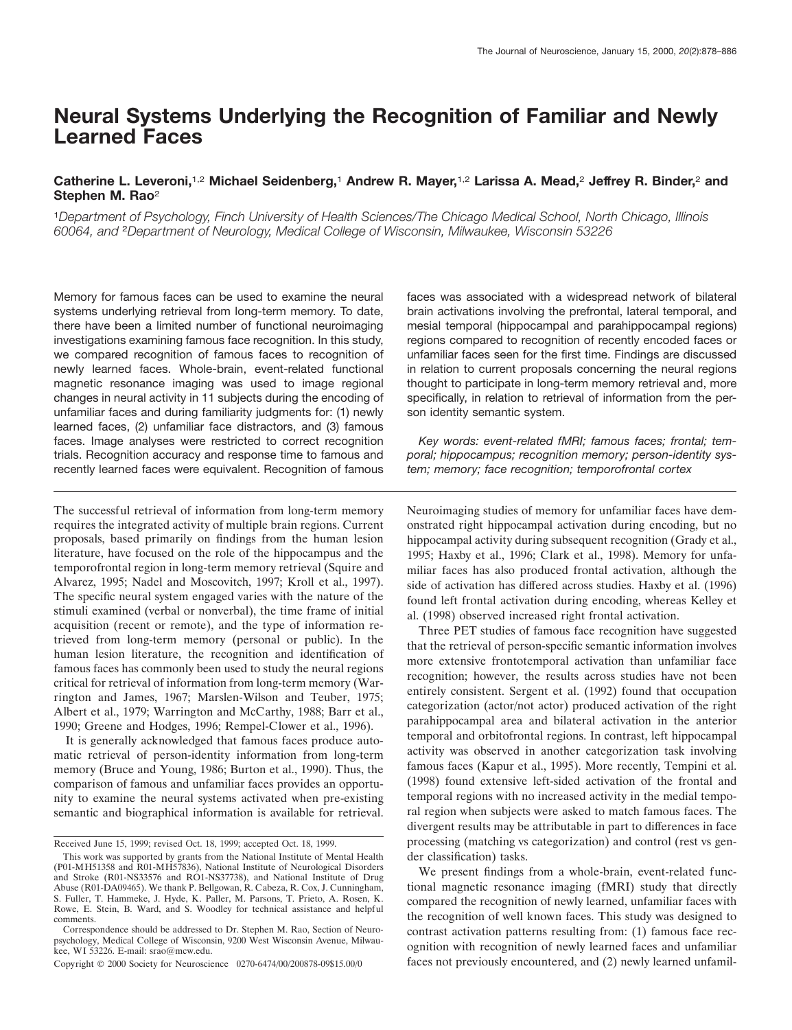# Neural Systems Underlying the Recognition of Familiar and Newly Learned Faces

**Catherine L. Leveroni,[1,2] Michael Seidenberg,[1] Andrew R. Mayer,[1,2] Larissa A. Mead,[2] Jeffrey R. Binder,[2] and Stephen M. Rao[2]**

[1]*Department of Psychology, Finch University of Health Sciences/The Chicago Medical School, North Chicago, Illinois 60064, and* [2]*Department of Neurology, Medical College of Wisconsin, Milwaukee, Wisconsin 53226*

Memory for famous faces can be used to examine the neural systems underlying retrieval from long-term memory. To date, there have been a limited number of functional neuroimaging investigations examining famous face recognition. In this study, we compared recognition of famous faces to recognition of newly learned faces. Whole-brain, event-related functional magnetic resonance imaging was used to image regional changes in neural activity in 11 subjects during the encoding of unfamiliar faces and during familiarity judgments for: (1) newly learned faces, (2) unfamiliar face distractors, and (3) famous faces. Image analyses were restricted to correct recognition trials. Recognition accuracy and response time to famous and recently learned faces were equivalent. Recognition of famous faces was associated with a widespread network of bilateral brain activations involving the prefrontal, lateral temporal, and mesial temporal (hippocampal and parahippocampal regions) regions compared to recognition of recently encoded faces or unfamiliar faces seen for the first time. Findings are discussed in relation to current proposals concerning the neural regions thought to participate in long-term memory retrieval and, more specifically, in relation to retrieval of information from the person identity semantic system.

*Key words: event-related fMRI; famous faces; frontal; temporal; hippocampus; recognition memory; person-identity system; memory; face recognition; temporofrontal cortex*

The successful retrieval of information from long-term memory requires the integrated activity of multiple brain regions. Current proposals, based primarily on findings from the human lesion literature, have focused on the role of the hippocampus and the temporofrontal region in long-term memory retrieval (Squire and Alvarez, 1995; Nadel and Moscovitch, 1997; Kroll et al., 1997). The specific neural system engaged varies with the nature of the stimuli examined (verbal or nonverbal), the time frame of initial acquisition (recent or remote), and the type of information retrieved from long-term memory (personal or public). In the human lesion literature, the recognition and identification of famous faces has commonly been used to study the neural regions critical for retrieval of information from long-term memory (Warrington and James, 1967; Marslen-Wilson and Teuber, 1975; Albert et al., 1979; Warrington and McCarthy, 1988; Barr et al., 1990; Greene and Hodges, 1996; Rempel-Clower et al., 1996).

It is generally acknowledged that famous faces produce automatic retrieval of person-identity information from long-term memory (Bruce and Young, 1986; Burton et al., 1990). Thus, the comparison of famous and unfamiliar faces provides an opportunity to examine the neural systems activated when pre-existing semantic and biographical information is available for retrieval.

Neuroimaging studies of memory for unfamiliar faces have demonstrated right hippocampal activation during encoding, but no hippocampal activity during subsequent recognition (Grady et al., 1995; Haxby et al., 1996; Clark et al., 1998). Memory for unfamiliar faces has also produced frontal activation, although the side of activation has differed across studies. Haxby et al. (1996) found left frontal activation during encoding, whereas Kelley et al. (1998) observed increased right frontal activation.

Three PET studies of famous face recognition have suggested that the retrieval of person-specific semantic information involves more extensive frontotemporal activation than unfamiliar face recognition; however, the results across studies have not been entirely consistent. Sergent et al. (1992) found that occupation categorization (actor/not actor) produced activation of the right parahippocampal area and bilateral activation in the anterior temporal and orbitofrontal regions. In contrast, left hippocampal activity was observed in another categorization task involving famous faces (Kapur et al., 1995). More recently, Tempini et al. (1998) found extensive left-sided activation of the frontal and temporal regions with no increased activity in the medial temporal region when subjects were asked to match famous faces. The divergent results may be attributable in part to differences in face processing (matching vs categorization) and control (rest vs gender classification) tasks.

We present findings from a whole-brain, event-related functional magnetic resonance imaging (fMRI) study that directly compared the recognition of newly learned, unfamiliar faces with the recognition of well known faces. This study was designed to contrast activation patterns resulting from: (1) famous face recognition with recognition of newly learned faces and unfamiliar faces not previously encountered, and (2) newly learned unfamil-

Received June 15, 1999; revised Oct. 18, 1999; accepted Oct. 18, 1999.

This work was supported by grants from the National Institute of Mental Health (P01-MH51358 and R01-MH57836), National Institute of Neurological Disorders and Stroke (R01-NS33576 and RO1-NS37738), and National Institute of Drug Abuse (R01-DA09465). We thank P. Bellgowan, R. Cabeza, R. Cox, J. Cunningham, S. Fuller, T. Hammeke, J. Hyde, K. Paller, M. Parsons, T. Prieto, A. Rosen, K. Rowe, E. Stein, B. Ward, and S. Woodley for technical assistance and helpful comments.

Correspondence should be addressed to Dr. Stephen M. Rao, Section of Neuropsychology, Medical College of Wisconsin, 9200 West Wisconsin Avenue, Milwaukee, WI 53226. E-mail: srao@mcw.edu.

Copyright © 2000 Society for Neuroscience 0270-6474/00/200878-09$15.00/0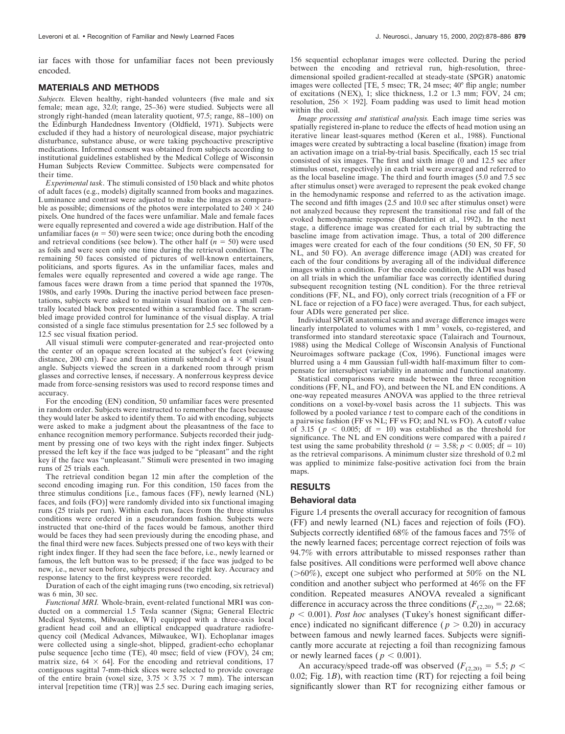iar faces with those for unfamiliar faces not been previously encoded.

## MATERIALS AND METHODS

*Subjects.* Eleven healthy, right-handed volunteers (five male and six female; mean age, 32.0; range, 25–36) were studied. Subjects were all strongly right-handed (mean laterality quotient, 97.5; range, 88–100) on the Edinburgh Handedness Inventory (Oldfield, 1971). Subjects were excluded if they had a history of neurological disease, major psychiatric disturbance, substance abuse, or were taking psychoactive prescriptive medications. Informed consent was obtained from subjects according to institutional guidelines established by the Medical College of Wisconsin Human Subjects Review Committee. Subjects were compensated for their time.

*Experimental task.* The stimuli consisted of 150 black and white photos of adult faces (e.g., models) digitally scanned from books and magazines. Luminance and contrast were adjusted to make the images as comparable as possible; dimensions of the photos were interpolated to 240 × 240 pixels. One hundred of the faces were unfamiliar. Male and female faces were equally represented and covered a wide age distribution. Half of the unfamiliar faces ($n = 50$) were seen twice; once during both the encoding and retrieval conditions (see below). The other half ($n = 50$) were used as foils and were seen only one time during the retrieval condition. The remaining 50 faces consisted of pictures of well-known entertainers, politicians, and sports figures. As in the unfamiliar faces, males and females were equally represented and covered a wide age range. The famous faces were drawn from a time period that spanned the 1970s, 1980s, and early 1990s. During the inactive period between face presentations, subjects were asked to maintain visual fixation on a small centrally located black box presented within a scrambled face. The scrambled image provided control for luminance of the visual display. A trial consisted of a single face stimulus presentation for 2.5 sec followed by a 12.5 sec visual fixation period.

All visual stimuli were computer-generated and rear-projected onto the center of an opaque screen located at the subject's feet (viewing distance, 200 cm). Face and fixation stimuli subtended a 4 × 4° visual angle. Subjects viewed the screen in a darkened room through prism glasses and corrective lenses, if necessary. A nonferrous keypress device made from force-sensing resistors was used to record response times and accuracy.

For the encoding (EN) condition, 50 unfamiliar faces were presented in random order. Subjects were instructed to remember the faces because they would later be asked to identify them. To aid with encoding, subjects were asked to make a judgment about the pleasantness of the face to enhance recognition memory performance. Subjects recorded their judgment by pressing one of two keys with the right index finger. Subjects pressed the left key if the face was judged to be "pleasant" and the right key if the face was "unpleasant." Stimuli were presented in two imaging runs of 25 trials each.

The retrieval condition began 12 min after the completion of the second encoding imaging run. For this condition, 150 faces from the three stimulus conditions [i.e., famous faces (FF), newly learned (NL) faces, and foils (FO)] were randomly divided into six functional imaging runs (25 trials per run). Within each run, faces from the three stimulus conditions were ordered in a pseudorandom fashion. Subjects were instructed that one-third of the faces would be famous, another third would be faces they had seen previously during the encoding phase, and the final third were new faces. Subjects pressed one of two keys with their right index finger. If they had seen the face before, i.e., newly learned or famous, the left button was to be pressed; if the face was judged to be new, i.e., never seen before, subjects pressed the right key. Accuracy and response latency to the first keypress were recorded.

Duration of each of the eight imaging runs (two encoding, six retrieval) was 6 min, 30 sec.

*Functional MRI.* Whole-brain, event-related functional MRI was conducted on a commercial 1.5 Tesla scanner (Signa; General Electric Medical Systems, Milwaukee, WI) equipped with a three-axis local gradient head coil and an elliptical endcapped quadrature radiofrequency coil (Medical Advances, Milwaukee, WI). Echoplanar images were collected using a single-shot, blipped, gradient-echo echoplanar pulse sequence [echo time (TE), 40 msec; field of view (FOV), 24 cm; matrix size, 64 × 64]. For the encoding and retrieval conditions, 17 contiguous sagittal 7-mm-thick slices were selected to provide coverage of the entire brain (voxel size, 3.75 × 3.75 × 7 mm). The interscan interval [repetition time (TR)] was 2.5 sec. During each imaging series, 156 sequential echoplanar images were collected. During the period between the encoding and retrieval run, high-resolution, three-dimensional spoiled gradient-recalled at steady-state (SPGR) anatomic images were collected [TE, 5 msec; TR, 24 msec; 40° flip angle; number of excitations (NEX), 1; slice thickness, 1.2 or 1.3 mm; FOV, 24 cm; resolution, 256 × 192]. Foam padding was used to limit head motion within the coil.

*Image processing and statistical analysis.* Each image time series was spatially registered in-plane to reduce the effects of head motion using an iterative linear least-squares method (Keren et al., 1988). Functional images were created by subtracting a local baseline (fixation) image from an activation image on a trial-by-trial basis. Specifically, each 15 sec trial consisted of six images. The first and sixth image (0 and 12.5 sec after stimulus onset, respectively) in each trial were averaged and referred to as the local baseline image. The third and fourth images (5.0 and 7.5 sec after stimulus onset) were averaged to represent the peak evoked change in the hemodynamic response and referred to as the activation image. The second and fifth images (2.5 and 10.0 sec after stimulus onset) were not analyzed because they represent the transitional rise and fall of the evoked hemodynamic response (Bandettini et al., 1992). In the next stage, a difference image was created for each trial by subtracting the baseline image from activation image. Thus, a total of 200 difference images were created for each of the four conditions (50 EN, 50 FF, 50 NL, and 50 FO). An average difference image (ADI) was created for each of the four conditions by averaging all of the individual difference images within a condition. For the encode condition, the ADI was based on all trials in which the unfamiliar face was correctly identified during subsequent recognition testing (NL condition). For the three retrieval conditions (FF, NL, and FO), only correct trials (recognition of a FF or NL face or rejection of a FO face) were averaged. Thus, for each subject, four ADIs were generated per slice.

Individual SPGR anatomical scans and average difference images were linearly interpolated to volumes with 1 mm$^3$ voxels, co-registered, and transformed into standard stereotaxic space (Talairach and Tournoux, 1988) using the Medical College of Wisconsin Analysis of Functional Neuroimages software package (Cox, 1996). Functional images were blurred using a 4 mm Gaussian full-width half-maximum filter to compensate for intersubject variability in anatomic and functional anatomy.

Statistical comparisons were made between the three recognition conditions (FF, NL, and FO), and between the NL and EN conditions. A one-way repeated measures ANOVA was applied to the three retrieval conditions on a voxel-by-voxel basis across the 11 subjects. This was followed by a pooled variance $t$ test to compare each of the conditions in a pairwise fashion (FF vs NL; FF vs FO; and NL vs FO). A cutoff $t$ value of 3.15 ($p < 0.005$; df = 10) was established as the threshold for significance. The NL and EN conditions were compared with a paired $t$ test using the same probability threshold ($t = 3.58$; $p < 0.005$; df = 10) as the retrieval comparisons. A minimum cluster size threshold of 0.2 ml was applied to minimize false-positive activation foci from the brain maps.

## RESULTS

### Behavioral data

Figure 1*A* presents the overall accuracy for recognition of famous (FF) and newly learned (NL) faces and rejection of foils (FO). Subjects correctly identified 68% of the famous faces and 75% of the newly learned faces; percentage correct rejection of foils was 94.7% with errors attributable to missed responses rather than false positives. All conditions were performed well above chance (>60%), except one subject who performed at 50% on the NL condition and another subject who performed at 46% on the FF condition. Repeated measures ANOVA revealed a significant difference in accuracy across the three conditions ($F_{(2,20)} = 22.68$; $p < 0.001$). *Post hoc* analyses (Tukey's honest significant difference) indicated no significant difference ($p > 0.20$) in accuracy between famous and newly learned faces. Subjects were significantly more accurate at rejecting a foil than recognizing famous or newly learned faces ($p < 0.001$).

An accuracy/speed trade-off was observed ($F_{(2,20)} = 5.5$; $p < 0.02$; Fig. 1*B*), with reaction time (RT) for rejecting a foil being significantly slower than RT for recognizing either famous or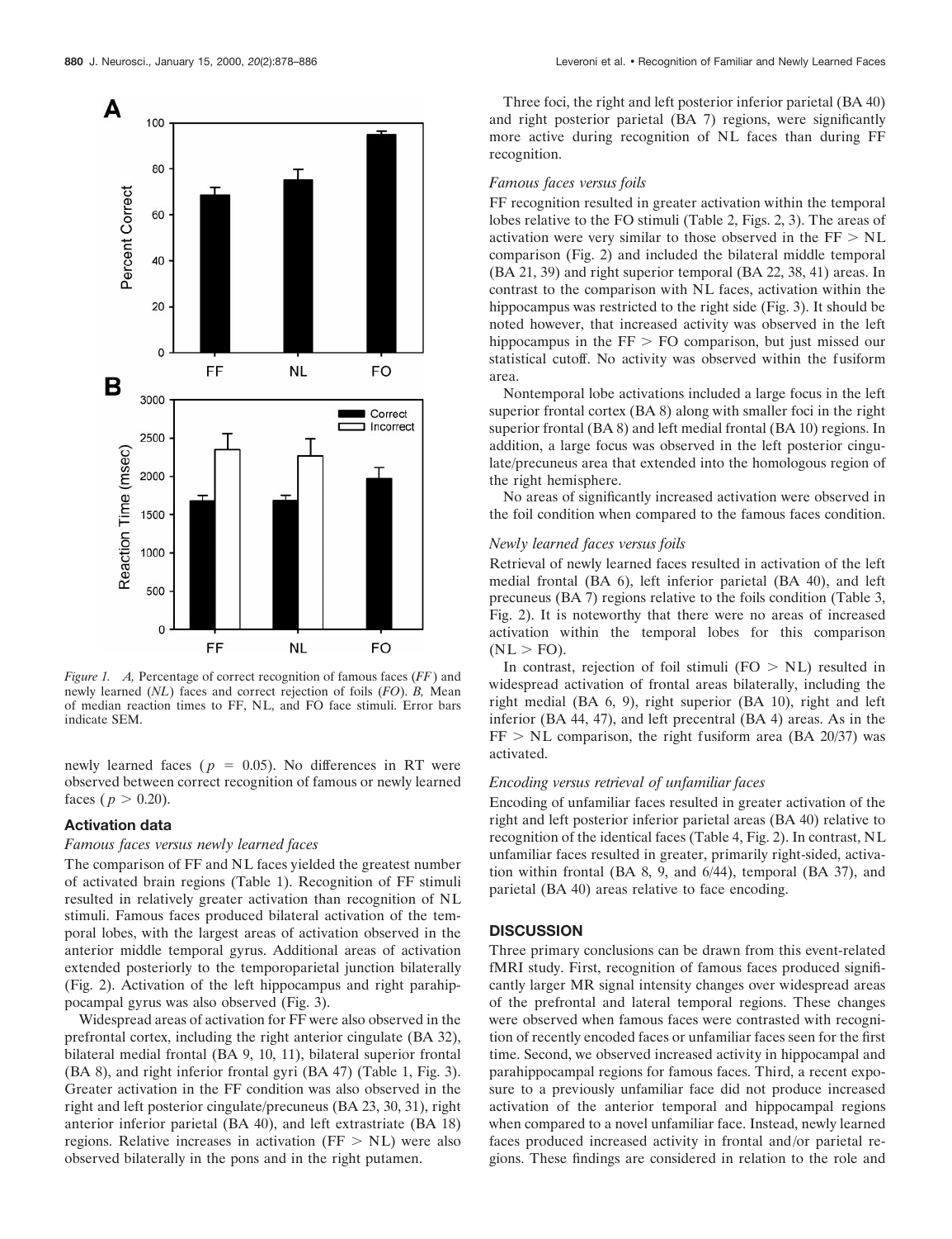Figure 1. *A*, Percentage of correct recognition of famous faces (*FF*) and newly learned (*NL*) faces and correct rejection of foils (*FO*). *B*, Mean of median reaction times to FF, NL, and FO face stimuli. Error bars indicate SEM.

newly learned faces ($p = 0.05$). No differences in RT were observed between correct recognition of famous or newly learned faces ($p > 0.20$).

### Activation data

#### *Famous faces versus newly learned faces*

The comparison of FF and NL faces yielded the greatest number of activated brain regions (Table 1). Recognition of FF stimuli resulted in relatively greater activation than recognition of NL stimuli. Famous faces produced bilateral activation of the temporal lobes, with the largest areas of activation observed in the anterior middle temporal gyrus. Additional areas of activation extended posteriorly to the temporoparietal junction bilaterally (Fig. 2). Activation of the left hippocampus and right parahippocampal gyrus was also observed (Fig. 3).

Widespread areas of activation for FF were also observed in the prefrontal cortex, including the right anterior cingulate (BA 32), bilateral medial frontal (BA 9, 10, 11), bilateral superior frontal (BA 8), and right inferior frontal gyri (BA 47) (Table 1, Fig. 3). Greater activation in the FF condition was also observed in the right and left posterior cingulate/precuneus (BA 23, 30, 31), right anterior inferior parietal (BA 40), and left extrastriate (BA 18) regions. Relative increases in activation (FF > NL) were also observed bilaterally in the pons and in the right putamen.

Three foci, the right and left posterior inferior parietal (BA 40) and right posterior parietal (BA 7) regions, were significantly more active during recognition of NL faces than during FF recognition.

#### *Famous faces versus foils*

FF recognition resulted in greater activation within the temporal lobes relative to the FO stimuli (Table 2, Figs. 2, 3). The areas of activation were very similar to those observed in the FF > NL comparison (Fig. 2) and included the bilateral middle temporal (BA 21, 39) and right superior temporal (BA 22, 38, 41) areas. In contrast to the comparison with NL faces, activation within the hippocampus was restricted to the right side (Fig. 3). It should be noted however, that increased activity was observed in the left hippocampus in the FF > FO comparison, but just missed our statistical cutoff. No activity was observed within the fusiform area.

Nontemporal lobe activations included a large focus in the left superior frontal cortex (BA 8) along with smaller foci in the right superior frontal (BA 8) and left medial frontal (BA 10) regions. In addition, a large focus was observed in the left posterior cingulate/precuneus area that extended into the homologous region of the right hemisphere.

No areas of significantly increased activation were observed in the foil condition when compared to the famous faces condition.

#### *Newly learned faces versus foils*

Retrieval of newly learned faces resulted in activation of the left medial frontal (BA 6), left inferior parietal (BA 40), and left precuneus (BA 7) regions relative to the foils condition (Table 3, Fig. 2). It is noteworthy that there were no areas of increased activation within the temporal lobes for this comparison (NL > FO).

In contrast, rejection of foil stimuli (FO > NL) resulted in widespread activation of frontal areas bilaterally, including the right medial (BA 6, 9), right superior (BA 10), right and left inferior (BA 44, 47), and left precentral (BA 4) areas. As in the FF > NL comparison, the right fusiform area (BA 20/37) was activated.

#### *Encoding versus retrieval of unfamiliar faces*

Encoding of unfamiliar faces resulted in greater activation of the right and left posterior inferior parietal areas (BA 40) relative to recognition of the identical faces (Table 4, Fig. 2). In contrast, NL unfamiliar faces resulted in greater, primarily right-sided, activation within frontal (BA 8, 9, and 6/44), temporal (BA 37), and parietal (BA 40) areas relative to face encoding.

## DISCUSSION

Three primary conclusions can be drawn from this event-related fMRI study. First, recognition of famous faces produced significantly larger MR signal intensity changes over widespread areas of the prefrontal and lateral temporal regions. These changes were observed when famous faces were contrasted with recognition of recently encoded faces or unfamiliar faces seen for the first time. Second, we observed increased activity in hippocampal and parahippocampal regions for famous faces. Third, a recent exposure to a previously unfamiliar face did not produce increased activation of the anterior temporal and hippocampal regions when compared to a novel unfamiliar face. Instead, newly learned faces produced increased activity in frontal and/or parietal regions. These findings are considered in relation to the role and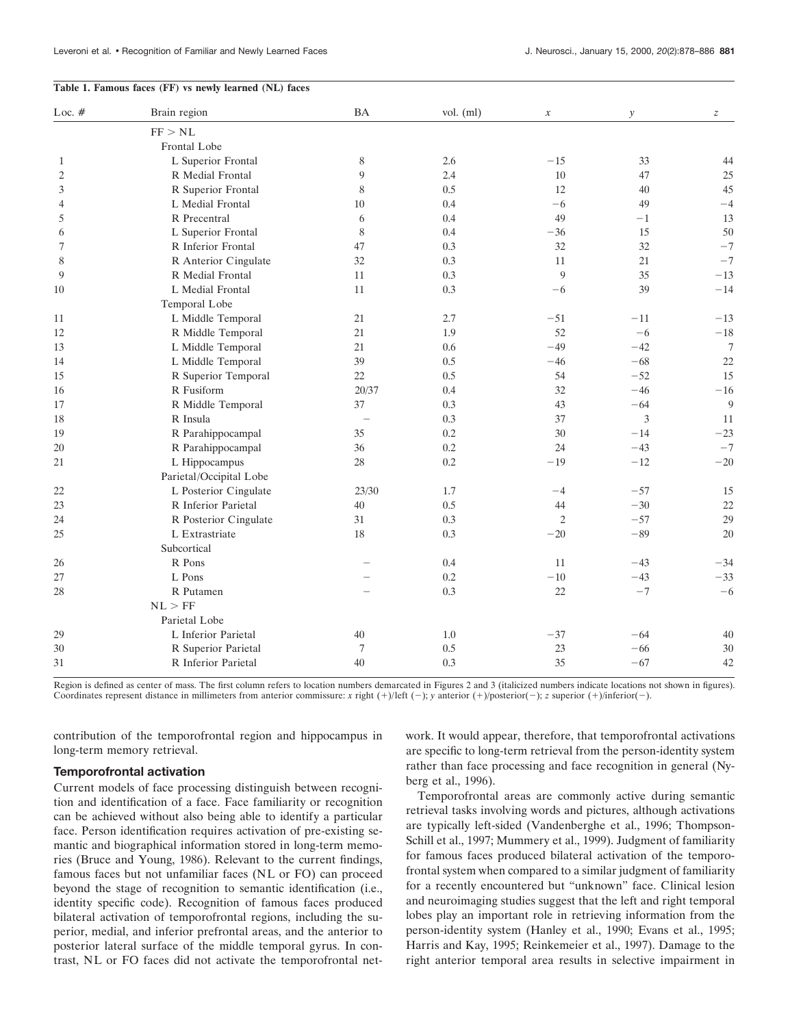**Table 1. Famous faces (FF) vs newly learned (NL) faces**

| Loc. # | Brain region | BA | vol. (ml) | *x* | *y* | *z* |
|---|---|---|---|---|---|---|
| | FF > NL | | | | | |
| | Frontal Lobe | | | | | |
| 1 | L Superior Frontal | 8 | 2.6 | −15 | 33 | 44 |
| 2 | R Medial Frontal | 9 | 2.4 | 10 | 47 | 25 |
| 3 | R Superior Frontal | 8 | 0.5 | 12 | 40 | 45 |
| 4 | L Medial Frontal | 10 | 0.4 | −6 | 49 | −4 |
| 5 | R Precentral | 6 | 0.4 | 49 | −1 | 13 |
| 6 | L Superior Frontal | 8 | 0.4 | −36 | 15 | 50 |
| 7 | R Inferior Frontal | 47 | 0.3 | 32 | 32 | −7 |
| 8 | R Anterior Cingulate | 32 | 0.3 | 11 | 21 | −7 |
| 9 | R Medial Frontal | 11 | 0.3 | 9 | 35 | −13 |
| 10 | L Medial Frontal | 11 | 0.3 | −6 | 39 | −14 |
| | Temporal Lobe | | | | | |
| 11 | L Middle Temporal | 21 | 2.7 | −51 | −11 | −13 |
| 12 | R Middle Temporal | 21 | 1.9 | 52 | −6 | −18 |
| 13 | L Middle Temporal | 21 | 0.6 | −49 | −42 | 7 |
| 14 | L Middle Temporal | 39 | 0.5 | −46 | −68 | 22 |
| 15 | R Superior Temporal | 22 | 0.5 | 54 | −52 | 15 |
| 16 | R Fusiform | 20/37 | 0.4 | 32 | −46 | −16 |
| 17 | R Middle Temporal | 37 | 0.3 | 43 | −64 | 9 |
| 18 | R Insula | – | 0.3 | 37 | 3 | 11 |
| 19 | R Parahippocampal | 35 | 0.2 | 30 | −14 | −23 |
| 20 | R Parahippocampal | 36 | 0.2 | 24 | −43 | −7 |
| 21 | L Hippocampus | 28 | 0.2 | −19 | −12 | −20 |
| | Parietal/Occipital Lobe | | | | | |
| 22 | L Posterior Cingulate | 23/30 | 1.7 | −4 | −57 | 15 |
| 23 | R Inferior Parietal | 40 | 0.5 | 44 | −30 | 22 |
| 24 | R Posterior Cingulate | 31 | 0.3 | 2 | −57 | 29 |
| 25 | L Extrastriate | 18 | 0.3 | −20 | −89 | 20 |
| | Subcortical | | | | | |
| 26 | R Pons | – | 0.4 | 11 | −43 | −34 |
| 27 | L Pons | – | 0.2 | −10 | −43 | −33 |
| 28 | R Putamen | – | 0.3 | 22 | −7 | −6 |
| | NL > FF | | | | | |
| | Parietal Lobe | | | | | |
| 29 | L Inferior Parietal | 40 | 1.0 | −37 | −64 | 40 |
| 30 | R Superior Parietal | 7 | 0.5 | 23 | −66 | 30 |
| 31 | R Inferior Parietal | 40 | 0.3 | 35 | −67 | 42 |

Region is defined as center of mass. The first column refers to location numbers demarcated in Figures 2 and 3 (italicized numbers indicate locations not shown in figures). Coordinates represent distance in millimeters from anterior commissure: *x* right (+)/left (−); *y* anterior (+)/posterior(−); *z* superior (+)/inferior(−).

contribution of the temporofrontal region and hippocampus in long-term memory retrieval.

### Temporofrontal activation

Current models of face processing distinguish between recognition and identification of a face. Face familiarity or recognition can be achieved without also being able to identify a particular face. Person identification requires activation of pre-existing semantic and biographical information stored in long-term memories (Bruce and Young, 1986). Relevant to the current findings, famous faces but not unfamiliar faces (NL or FO) can proceed beyond the stage of recognition to semantic identification (i.e., identity specific code). Recognition of famous faces produced bilateral activation of temporofrontal regions, including the superior, medial, and inferior prefrontal areas, and the anterior to posterior lateral surface of the middle temporal gyrus. In contrast, NL or FO faces did not activate the temporofrontal network. It would appear, therefore, that temporofrontal activations are specific to long-term retrieval from the person-identity system rather than face processing and face recognition in general (Nyberg et al., 1996).

Temporofrontal areas are commonly active during semantic retrieval tasks involving words and pictures, although activations are typically left-sided (Vandenberghe et al., 1996; Thompson-Schill et al., 1997; Mummery et al., 1999). Judgment of familiarity for famous faces produced bilateral activation of the temporofrontal system when compared to a similar judgment of familiarity for a recently encountered but "unknown" face. Clinical lesion and neuroimaging studies suggest that the left and right temporal lobes play an important role in retrieving information from the person-identity system (Hanley et al., 1990; Evans et al., 1995; Harris and Kay, 1995; Reinkemeier et al., 1997). Damage to the right anterior temporal area results in selective impairment in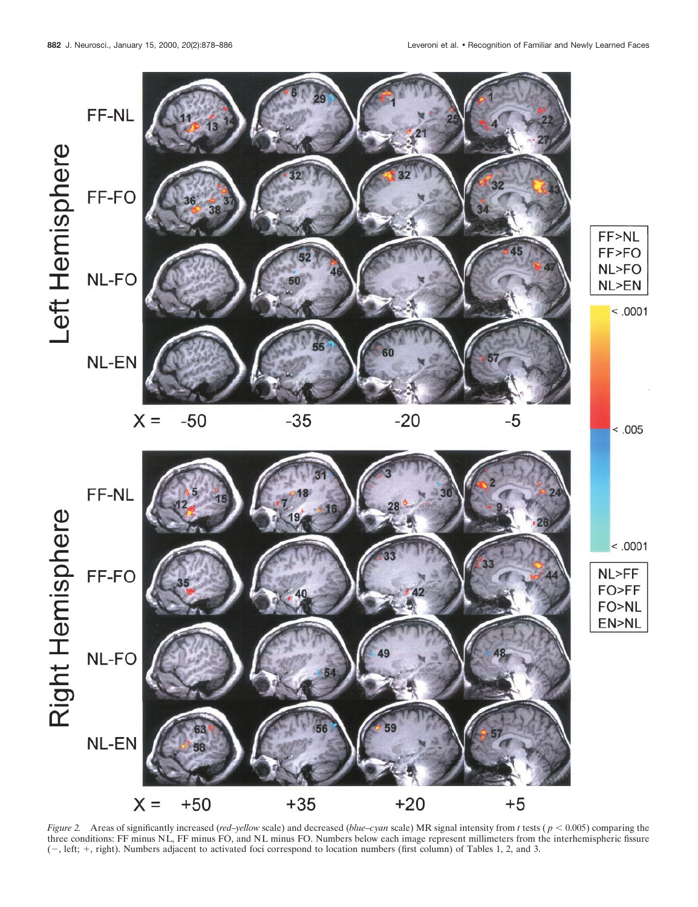*Figure 2.* Areas of significantly increased (*red–yellow* scale) and decreased (*blue–cyan* scale) MR signal intensity from *t* tests ( $p < 0.005$) comparing the three conditions: FF minus NL, FF minus FO, and NL minus FO. Numbers below each image represent millimeters from the interhemispheric fissure (−, left; +, right). Numbers adjacent to activated foci correspond to location numbers (first column) of Tables 1, 2, and 3.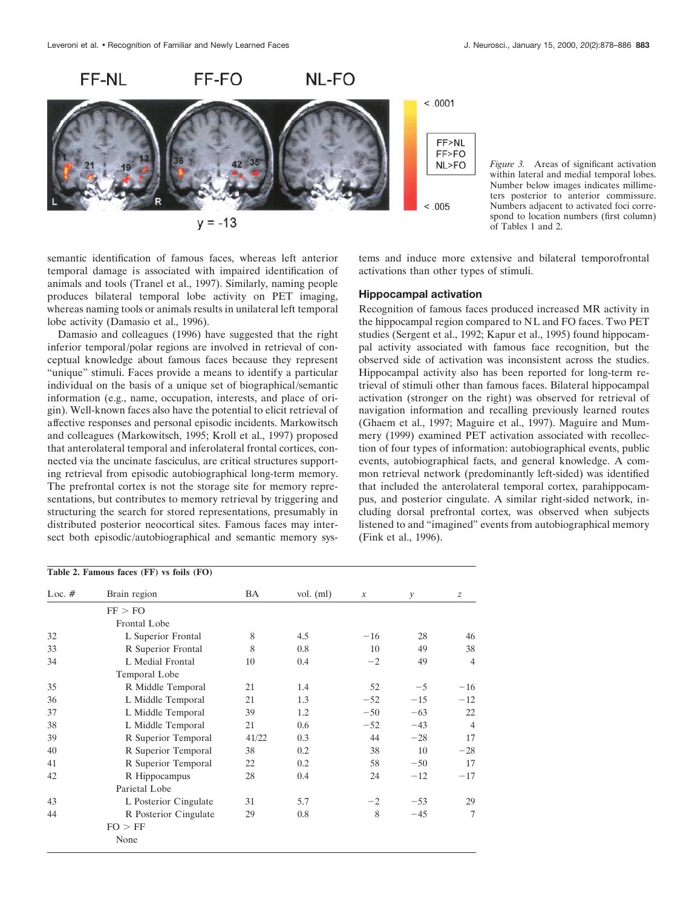*Figure 3.* Areas of significant activation within lateral and medial temporal lobes. Number below images indicates millimeters posterior to anterior commissure. Numbers adjacent to activated foci correspond to location numbers (first column) of Tables 1 and 2.

semantic identification of famous faces, whereas left anterior temporal damage is associated with impaired identification of animals and tools (Tranel et al., 1997). Similarly, naming people produces bilateral temporal lobe activity on PET imaging, whereas naming tools or animals results in unilateral left temporal lobe activity (Damasio et al., 1996).

Damasio and colleagues (1996) have suggested that the right inferior temporal/polar regions are involved in retrieval of conceptual knowledge about famous faces because they represent "unique" stimuli. Faces provide a means to identify a particular individual on the basis of a unique set of biographical/semantic information (e.g., name, occupation, interests, and place of origin). Well-known faces also have the potential to elicit retrieval of affective responses and personal episodic incidents. Markowitsch and colleagues (Markowitsch, 1995; Kroll et al., 1997) proposed that anterolateral temporal and inferolateral frontal cortices, connected via the uncinate fasciculus, are critical structures supporting retrieval from episodic autobiographical long-term memory. The prefrontal cortex is not the storage site for memory representations, but contributes to memory retrieval by triggering and structuring the search for stored representations, presumably in distributed posterior neocortical sites. Famous faces may intersect both episodic/autobiographical and semantic memory systems and induce more extensive and bilateral temporofrontal activations than other types of stimuli.

### Hippocampal activation

Recognition of famous faces produced increased MR activity in the hippocampal region compared to NL and FO faces. Two PET studies (Sergent et al., 1992; Kapur et al., 1995) found hippocampal activity associated with famous face recognition, but the observed side of activation was inconsistent across the studies. Hippocampal activity also has been reported for long-term retrieval of stimuli other than famous faces. Bilateral hippocampal activation (stronger on the right) was observed for retrieval of navigation information and recalling previously learned routes (Ghaem et al., 1997; Maguire et al., 1997). Maguire and Mummery (1999) examined PET activation associated with recollection of four types of information: autobiographical events, public events, autobiographical facts, and general knowledge. A common retrieval network (predominantly left-sided) was identified that included the anterolateral temporal cortex, parahippocampus, and posterior cingulate. A similar right-sided network, including dorsal prefrontal cortex, was observed when subjects listened to and "imagined" events from autobiographical memory (Fink et al., 1996).

**Table 2. Famous faces (FF) vs foils (FO)**

| Loc. # | Brain region | BA | vol. (ml) | *x* | *y* | *z* |
|---|---|---|---|---|---|---|
| | FF > FO | | | | | |
| | Frontal Lobe | | | | | |
| 32 | L Superior Frontal | 8 | 4.5 | −16 | 28 | 46 |
| 33 | R Superior Frontal | 8 | 0.8 | 10 | 49 | 38 |
| 34 | L Medial Frontal | 10 | 0.4 | −2 | 49 | 4 |
| | Temporal Lobe | | | | | |
| 35 | R Middle Temporal | 21 | 1.4 | 52 | −5 | −16 |
| 36 | L Middle Temporal | 21 | 1.3 | −52 | −15 | −12 |
| 37 | L Middle Temporal | 39 | 1.2 | −50 | −63 | 22 |
| 38 | L Middle Temporal | 21 | 0.6 | −52 | −43 | 4 |
| 39 | R Superior Temporal | 41/22 | 0.3 | 44 | −28 | 17 |
| 40 | R Superior Temporal | 38 | 0.2 | 38 | 10 | −28 |
| 41 | R Superior Temporal | 22 | 0.2 | 58 | −50 | 17 |
| 42 | R Hippocampus | 28 | 0.4 | 24 | −12 | −17 |
| | Parietal Lobe | | | | | |
| 43 | L Posterior Cingulate | 31 | 5.7 | −2 | −53 | 29 |
| 44 | R Posterior Cingulate | 29 | 0.8 | 8 | −45 | 7 |
| | FO > FF | | | | | |
| | None | | | | | |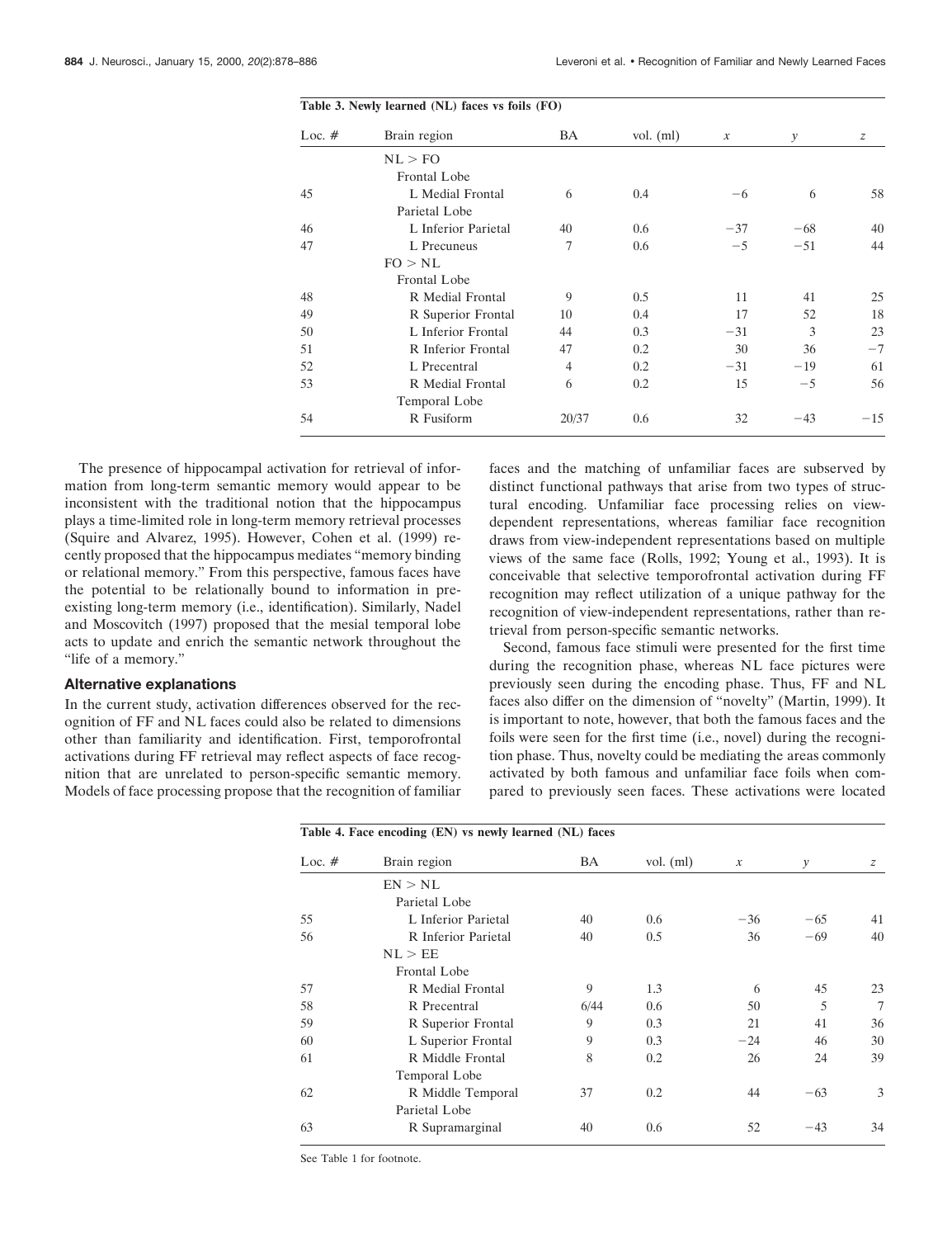**Table 3. Newly learned (NL) faces vs foils (FO)**

| Loc. # | Brain region | BA | vol. (ml) | *x* | *y* | *z* |
|---|---|---|---|---|---|---|
| | NL > FO | | | | | |
| | Frontal Lobe | | | | | |
| 45 | L Medial Frontal | 6 | 0.4 | −6 | 6 | 58 |
| | Parietal Lobe | | | | | |
| 46 | L Inferior Parietal | 40 | 0.6 | −37 | −68 | 40 |
| 47 | L Precuneus | 7 | 0.6 | −5 | −51 | 44 |
| | FO > NL | | | | | |
| | Frontal Lobe | | | | | |
| 48 | R Medial Frontal | 9 | 0.5 | 11 | 41 | 25 |
| 49 | R Superior Frontal | 10 | 0.4 | 17 | 52 | 18 |
| 50 | L Inferior Frontal | 44 | 0.3 | −31 | 3 | 23 |
| 51 | R Inferior Frontal | 47 | 0.2 | 30 | 36 | −7 |
| 52 | L Precentral | 4 | 0.2 | −31 | −19 | 61 |
| 53 | R Medial Frontal | 6 | 0.2 | 15 | −5 | 56 |
| | Temporal Lobe | | | | | |
| 54 | R Fusiform | 20/37 | 0.6 | 32 | −43 | −15 |

The presence of hippocampal activation for retrieval of information from long-term semantic memory would appear to be inconsistent with the traditional notion that the hippocampus plays a time-limited role in long-term memory retrieval processes (Squire and Alvarez, 1995). However, Cohen et al. (1999) recently proposed that the hippocampus mediates "memory binding or relational memory." From this perspective, famous faces have the potential to be relationally bound to information in preexisting long-term memory (i.e., identification). Similarly, Nadel and Moscovitch (1997) proposed that the mesial temporal lobe acts to update and enrich the semantic network throughout the "life of a memory."

## Alternative explanations

In the current study, activation differences observed for the recognition of FF and NL faces could also be related to dimensions other than familiarity and identification. First, temporofrontal activations during FF retrieval may reflect aspects of face recognition that are unrelated to person-specific semantic memory. Models of face processing propose that the recognition of familiar faces and the matching of unfamiliar faces are subserved by distinct functional pathways that arise from two types of structural encoding. Unfamiliar face processing relies on view-dependent representations, whereas familiar face recognition draws from view-independent representations based on multiple views of the same face (Rolls, 1992; Young et al., 1993). It is conceivable that selective temporofrontal activation during FF recognition may reflect utilization of a unique pathway for the recognition of view-independent representations, rather than retrieval from person-specific semantic networks.

Second, famous face stimuli were presented for the first time during the recognition phase, whereas NL face pictures were previously seen during the encoding phase. Thus, FF and NL faces also differ on the dimension of "novelty" (Martin, 1999). It is important to note, however, that both the famous faces and the foils were seen for the first time (i.e., novel) during the recognition phase. Thus, novelty could be mediating the areas commonly activated by both famous and unfamiliar face foils when compared to previously seen faces. These activations were located

**Table 4. Face encoding (EN) vs newly learned (NL) faces**

| Loc. # | Brain region | BA | vol. (ml) | *x* | *y* | *z* |
|---|---|---|---|---|---|---|
| | EN > NL | | | | | |
| | Parietal Lobe | | | | | |
| 55 | L Inferior Parietal | 40 | 0.6 | −36 | −65 | 41 |
| 56 | R Inferior Parietal | 40 | 0.5 | 36 | −69 | 40 |
| | NL > EE | | | | | |
| | Frontal Lobe | | | | | |
| 57 | R Medial Frontal | 9 | 1.3 | 6 | 45 | 23 |
| 58 | R Precentral | 6/44 | 0.6 | 50 | 5 | 7 |
| 59 | R Superior Frontal | 9 | 0.3 | 21 | 41 | 36 |
| 60 | L Superior Frontal | 9 | 0.3 | −24 | 46 | 30 |
| 61 | R Middle Frontal | 8 | 0.2 | 26 | 24 | 39 |
| | Temporal Lobe | | | | | |
| 62 | R Middle Temporal | 37 | 0.2 | 44 | −63 | 3 |
| | Parietal Lobe | | | | | |
| 63 | R Supramarginal | 40 | 0.6 | 52 | −43 | 34 |

See Table 1 for footnote.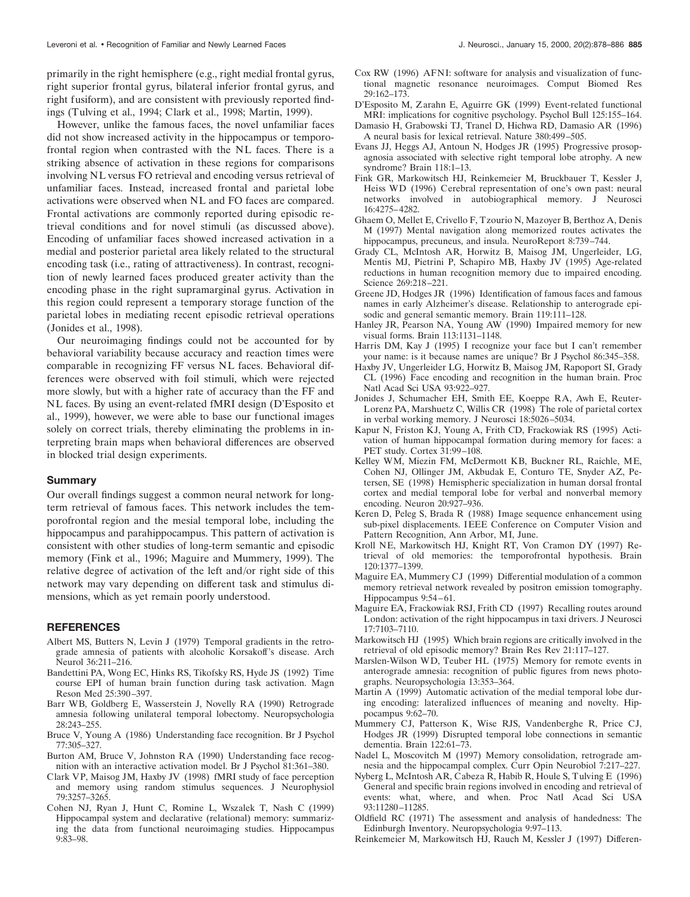primarily in the right hemisphere (e.g., right medial frontal gyrus, right superior frontal gyrus, bilateral inferior frontal gyrus, and right fusiform), and are consistent with previously reported findings (Tulving et al., 1994; Clark et al., 1998; Martin, 1999).

However, unlike the famous faces, the novel unfamiliar faces did not show increased activity in the hippocampus or temporofrontal region when contrasted with the NL faces. There is a striking absence of activation in these regions for comparisons involving NL versus FO retrieval and encoding versus retrieval of unfamiliar faces. Instead, increased frontal and parietal lobe activations were observed when NL and FO faces are compared. Frontal activations are commonly reported during episodic retrieval conditions and for novel stimuli (as discussed above). Encoding of unfamiliar faces showed increased activation in a medial and posterior parietal area likely related to the structural encoding task (i.e., rating of attractiveness). In contrast, recognition of newly learned faces produced greater activity than the encoding phase in the right supramarginal gyrus. Activation in this region could represent a temporary storage function of the parietal lobes in mediating recent episodic retrieval operations (Jonides et al., 1998).

Our neuroimaging findings could not be accounted for by behavioral variability because accuracy and reaction times were comparable in recognizing FF versus NL faces. Behavioral differences were observed with foil stimuli, which were rejected more slowly, but with a higher rate of accuracy than the FF and NL faces. By using an event-related fMRI design (D'Esposito et al., 1999), however, we were able to base our functional images solely on correct trials, thereby eliminating the problems in interpreting brain maps when behavioral differences are observed in blocked trial design experiments.

## Summary

Our overall findings suggest a common neural network for long-term retrieval of famous faces. This network includes the temporofrontal region and the mesial temporal lobe, including the hippocampus and parahippocampus. This pattern of activation is consistent with other studies of long-term semantic and episodic memory (Fink et al., 1996; Maguire and Mummery, 1999). The relative degree of activation of the left and/or right side of this network may vary depending on different task and stimulus dimensions, which as yet remain poorly understood.

## REFERENCES

Albert MS, Butters N, Levin J (1979) Temporal gradients in the retrograde amnesia of patients with alcoholic Korsakoff's disease. Arch Neurol 36:211–216.

Bandettini PA, Wong EC, Hinks RS, Tikofsky RS, Hyde JS (1992) Time course EPI of human brain function during task activation. Magn Reson Med 25:390–397.

Barr WB, Goldberg E, Wasserstein J, Novelly RA (1990) Retrograde amnesia following unilateral temporal lobectomy. Neuropsychologia 28:243–255.

Bruce V, Young A (1986) Understanding face recognition. Br J Psychol 77:305–327.

Burton AM, Bruce V, Johnston RA (1990) Understanding face recognition with an interactive activation model. Br J Psychol 81:361–380.

Clark VP, Maisog JM, Haxby JV (1998) fMRI study of face perception and memory using random stimulus sequences. J Neurophysiol 79:3257–3265.

Cohen NJ, Ryan J, Hunt C, Romine L, Wszalek T, Nash C (1999) Hippocampal system and declarative (relational) memory: summarizing the data from functional neuroimaging studies. Hippocampus 9:83–98.

Cox RW (1996) AFNI: software for analysis and visualization of functional magnetic resonance neuroimages. Comput Biomed Res 29:162–173.

D'Esposito M, Zarahn E, Aguirre GK (1999) Event-related functional MRI: implications for cognitive psychology. Psychol Bull 125:155–164.

Damasio H, Grabowski TJ, Tranel D, Hichwa RD, Damasio AR (1996) A neural basis for lexical retrieval. Nature 380:499–505.

Evans JJ, Heggs AJ, Antoun N, Hodges JR (1995) Progressive prosopagnosia associated with selective right temporal lobe atrophy. A new syndrome? Brain 118:1–13.

Fink GR, Markowitsch HJ, Reinkemeier M, Bruckbauer T, Kessler J, Heiss WD (1996) Cerebral representation of one's own past: neural networks involved in autobiographical memory. J Neurosci 16:4275–4282.

Ghaem O, Mellet E, Crivello F, Tzourio N, Mazoyer B, Berthoz A, Denis M (1997) Mental navigation along memorized routes activates the hippocampus, precuneus, and insula. NeuroReport 8:739–744.

Grady CL, McIntosh AR, Horwitz B, Maisog JM, Ungerleider, LG, Mentis MJ, Pietrini P, Schapiro MB, Haxby JV (1995) Age-related reductions in human recognition memory due to impaired encoding. Science 269:218–221.

Greene JD, Hodges JR (1996) Identification of famous faces and famous names in early Alzheimer's disease. Relationship to anterograde episodic and general semantic memory. Brain 119:111–128.

Hanley JR, Pearson NA, Young AW (1990) Impaired memory for new visual forms. Brain 113:1131–1148.

Harris DM, Kay J (1995) I recognize your face but I can't remember your name: is it because names are unique? Br J Psychol 86:345–358.

Haxby JV, Ungerleider LG, Horwitz B, Maisog JM, Rapoport SI, Grady CL (1996) Face encoding and recognition in the human brain. Proc Natl Acad Sci USA 93:922–927.

Jonides J, Schumacher EH, Smith EE, Koeppe RA, Awh E, Reuter-Lorenz PA, Marshuetz C, Willis CR (1998) The role of parietal cortex in verbal working memory. J Neurosci 18:5026–5034.

Kapur N, Friston KJ, Young A, Frith CD, Frackowiak RS (1995) Activation of human hippocampal formation during memory for faces: a PET study. Cortex 31:99–108.

Kelley WM, Miezin FM, McDermott KB, Buckner RL, Raichle, ME, Cohen NJ, Ollinger JM, Akbudak E, Conturo TE, Snyder AZ, Petersen, SE (1998) Hemispheric specialization in human dorsal frontal cortex and medial temporal lobe for verbal and nonverbal memory encoding. Neuron 20:927–936.

Keren D, Peleg S, Brada R (1988) Image sequence enhancement using sub-pixel displacements. IEEE Conference on Computer Vision and Pattern Recognition, Ann Arbor, MI, June.

Kroll NE, Markowitsch HJ, Knight RT, Von Cramon DY (1997) Retrieval of old memories: the temporofrontal hypothesis. Brain 120:1377–1399.

Maguire EA, Mummery CJ (1999) Differential modulation of a common memory retrieval network revealed by positron emission tomography. Hippocampus 9:54–61.

Maguire EA, Frackowiak RSJ, Frith CD (1997) Recalling routes around London: activation of the right hippocampus in taxi drivers. J Neurosci 17:7103–7110.

Markowitsch HJ (1995) Which brain regions are critically involved in the retrieval of old episodic memory? Brain Res Rev 21:117–127.

Marslen-Wilson WD, Teuber HL (1975) Memory for remote events in anterograde amnesia: recognition of public figures from news photographs. Neuropsychologia 13:353–364.

Martin A (1999) Automatic activation of the medial temporal lobe during encoding: lateralized influences of meaning and novelty. Hippocampus 9:62–70.

Mummery CJ, Patterson K, Wise RJS, Vandenberghe R, Price CJ, Hodges JR (1999) Disrupted temporal lobe connections in semantic dementia. Brain 122:61–73.

Nadel L, Moscovitch M (1997) Memory consolidation, retrograde amnesia and the hippocampal complex. Curr Opin Neurobiol 7:217–227.

Nyberg L, McIntosh AR, Cabeza R, Habib R, Houle S, Tulving E (1996) General and specific brain regions involved in encoding and retrieval of events: what, where, and when. Proc Natl Acad Sci USA 93:11280–11285.

Oldfield RC (1971) The assessment and analysis of handedness: The Edinburgh Inventory. Neuropsychologia 9:97–113.

Reinkemeier M, Markowitsch HJ, Rauch M, Kessler J (1997) Differen-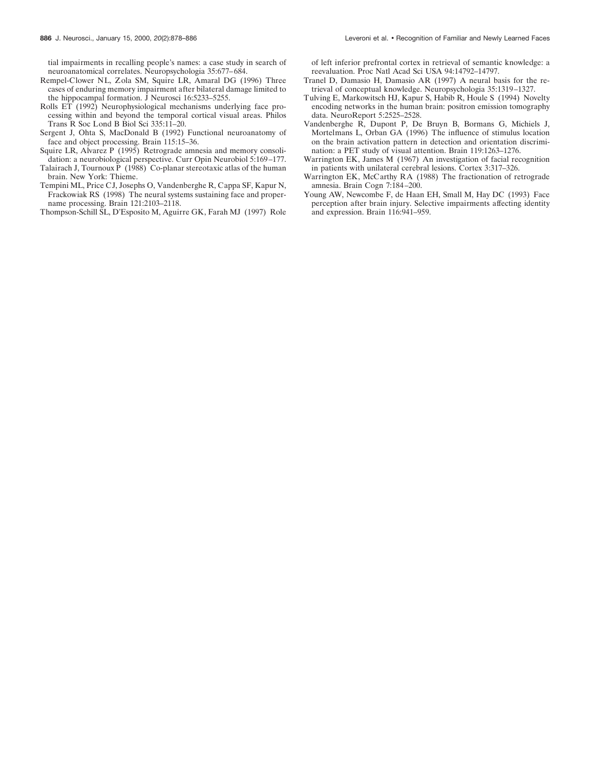tial impairments in recalling people's names: a case study in search of neuroanatomical correlates. Neuropsychologia 35:677–684.

Rempel-Clower NL, Zola SM, Squire LR, Amaral DG (1996) Three cases of enduring memory impairment after bilateral damage limited to the hippocampal formation. J Neurosci 16:5233–5255.

Rolls ET (1992) Neurophysiological mechanisms underlying face processing within and beyond the temporal cortical visual areas. Philos Trans R Soc Lond B Biol Sci 335:11–20.

Sergent J, Ohta S, MacDonald B (1992) Functional neuroanatomy of face and object processing. Brain 115:15–36.

Squire LR, Alvarez P (1995) Retrograde amnesia and memory consolidation: a neurobiological perspective. Curr Opin Neurobiol 5:169–177.

Talairach J, Tournoux P (1988) Co-planar stereotaxic atlas of the human brain. New York: Thieme.

Tempini ML, Price CJ, Josephs O, Vandenberghe R, Cappa SF, Kapur N, Frackowiak RS (1998) The neural systems sustaining face and proper-name processing. Brain 121:2103–2118.

Thompson-Schill SL, D'Esposito M, Aguirre GK, Farah MJ (1997) Role of left inferior prefrontal cortex in retrieval of semantic knowledge: a reevaluation. Proc Natl Acad Sci USA 94:14792–14797.

Tranel D, Damasio H, Damasio AR (1997) A neural basis for the retrieval of conceptual knowledge. Neuropsychologia 35:1319–1327.

Tulving E, Markowitsch HJ, Kapur S, Habib R, Houle S (1994) Novelty encoding networks in the human brain: positron emission tomography data. NeuroReport 5:2525–2528.

Vandenberghe R, Dupont P, De Bruyn B, Bormans G, Michiels J, Mortelmans L, Orban GA (1996) The influence of stimulus location on the brain activation pattern in detection and orientation discrimination: a PET study of visual attention. Brain 119:1263–1276.

Warrington EK, James M (1967) An investigation of facial recognition in patients with unilateral cerebral lesions. Cortex 3:317–326.

Warrington EK, McCarthy RA (1988) The fractionation of retrograde amnesia. Brain Cogn 7:184–200.

Young AW, Newcombe F, de Haan EH, Small M, Hay DC (1993) Face perception after brain injury. Selective impairments affecting identity and expression. Brain 116:941–959.